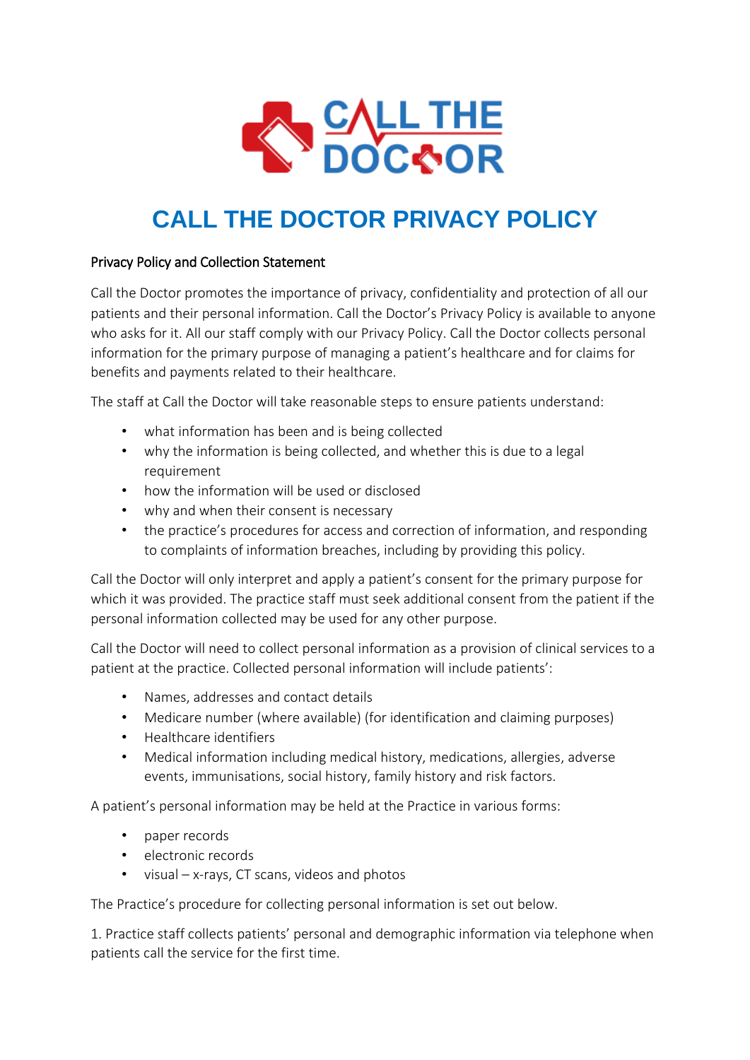# CALL THE DOCTOR PRIVACY POLICY

## Privacy Policy and Collection Statement

Call the Doctor promotes the importance of privacy, confidentiality and protection of all our patients and their personal information. Call the Doctor's Privacy Policy is available to anyone who asks for it. All our staff comply with our Privacy Policy. Call the Doctor collects personal information for the primary purpose of managing a patient's healthcare and for claims for benefits and payments related to their healthcare.

The staff at Call the Doctor will take reasonable steps to ensure patients understand:

- what information has been and is being collected
- why the information is being collected, and whether this is due to a legal requirement
- how the information will be used or disclosed
- why and when their consent is necessary
- the practice's procedures for access and correction of information, and responding to complaints of information breaches, including by providing this policy.

Call the Doctor will only interpret and apply a patient's consent for the primary purpose for which it was provided. The practice staff must seek additional consent from the patient if the personal information collected may be used for any other purpose.

Call the Doctor will need to collect personal information as a provision of clinical services to a patient at the practice. Collected personal information will include patients':

- Names, addresses and contact details
- Medicare number (where available) (for identification and claiming purposes)
- Healthcare identifiers
- Medical information including medical history, medications, allergies, adverse events, immunisations, social history, family history and risk factors.

A patient's personal information may be held at the Practice in various forms:

- paper records
- electronic records
- visual – x-rays, CT scans, videos and photos

The Practice's procedure for collecting personal information is set out below.

1. Practice staff collects patients' personal and demographic information via telephone when patients call the service for the first time.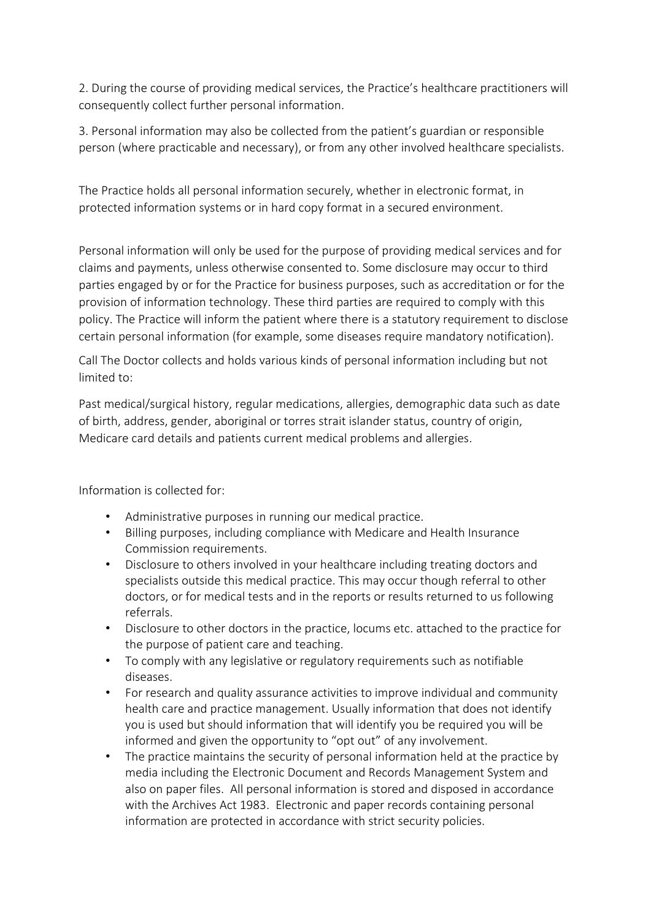2. During the course of providing medical services, the Practice's healthcare practitioners will consequently collect further personal information.

3. Personal information may also be collected from the patient's guardian or responsible person (where practicable and necessary), or from any other involved healthcare specialists.

The Practice holds all personal information securely, whether in electronic format, in protected information systems or in hard copy format in a secured environment.

Personal information will only be used for the purpose of providing medical services and for claims and payments, unless otherwise consented to. Some disclosure may occur to third parties engaged by or for the Practice for business purposes, such as accreditation or for the provision of information technology. These third parties are required to comply with this policy. The Practice will inform the patient where there is a statutory requirement to disclose certain personal information (for example, some diseases require mandatory notification).

Call The Doctor collects and holds various kinds of personal information including but not limited to:

Past medical/surgical history, regular medications, allergies, demographic data such as date of birth, address, gender, aboriginal or torres strait islander status, country of origin, Medicare card details and patients current medical problems and allergies.

Information is collected for:

- Administrative purposes in running our medical practice.
- Billing purposes, including compliance with Medicare and Health Insurance Commission requirements.
- Disclosure to others involved in your healthcare including treating doctors and specialists outside this medical practice. This may occur though referral to other doctors, or for medical tests and in the reports or results returned to us following referrals.
- Disclosure to other doctors in the practice, locums etc. attached to the practice for the purpose of patient care and teaching.
- To comply with any legislative or regulatory requirements such as notifiable diseases.
- For research and quality assurance activities to improve individual and community health care and practice management. Usually information that does not identify you is used but should information that will identify you be required you will be informed and given the opportunity to "opt out" of any involvement.
- The practice maintains the security of personal information held at the practice by media including the Electronic Document and Records Management System and also on paper files. All personal information is stored and disposed in accordance with the Archives Act 1983. Electronic and paper records containing personal information are protected in accordance with strict security policies.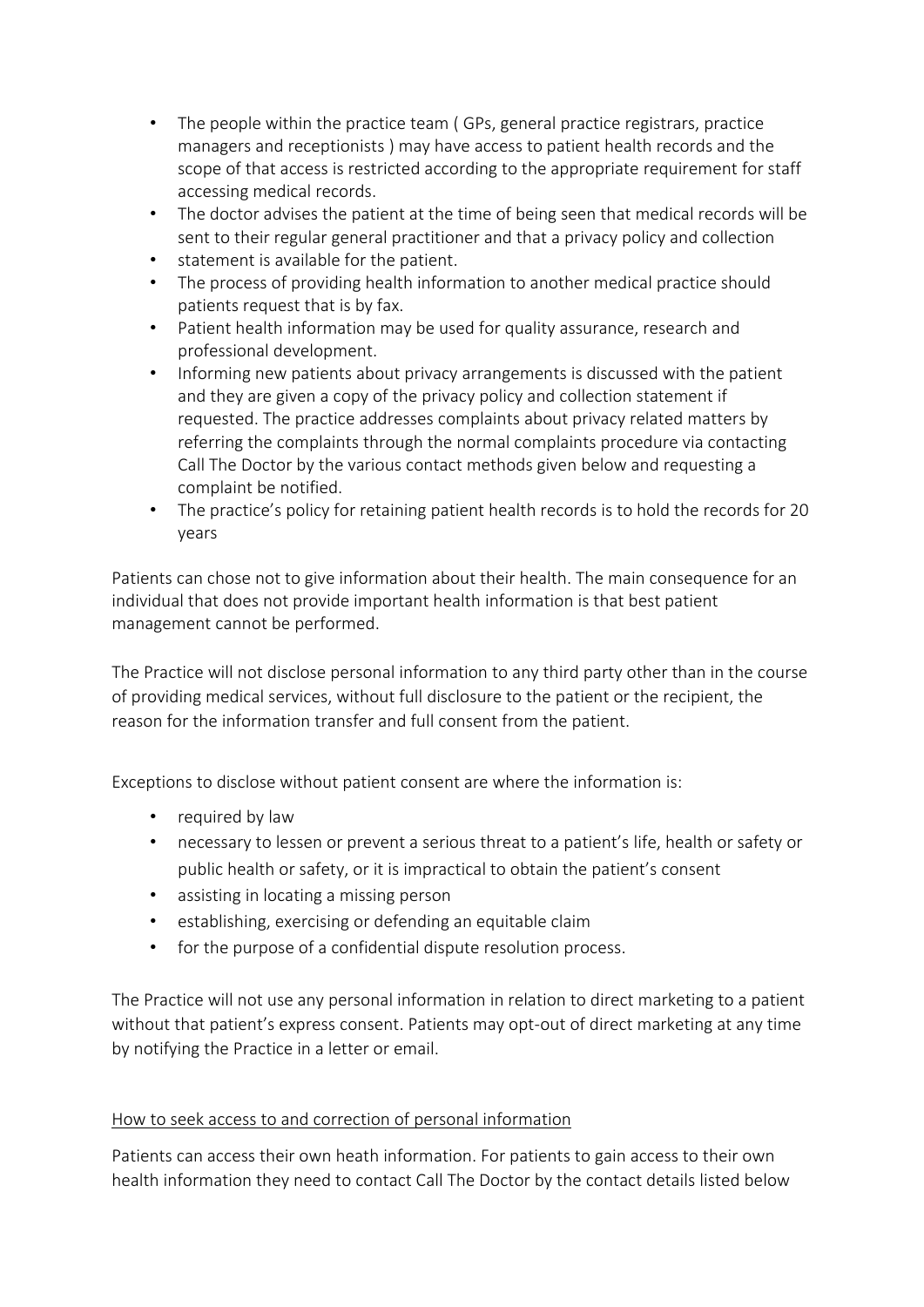- The people within the practice team ( GPs, general practice registrars, practice managers and receptionists ) may have access to patient health records and the scope of that access is restricted according to the appropriate requirement for staff accessing medical records.
- The doctor advises the patient at the time of being seen that medical records will be sent to their regular general practitioner and that a privacy policy and collection
- statement is available for the patient.
- The process of providing health information to another medical practice should patients request that is by fax.
- Patient health information may be used for quality assurance, research and professional development.
- Informing new patients about privacy arrangements is discussed with the patient and they are given a copy of the privacy policy and collection statement if requested. The practice addresses complaints about privacy related matters by referring the complaints through the normal complaints procedure via contacting Call The Doctor by the various contact methods given below and requesting a complaint be notified.
- The practice's policy for retaining patient health records is to hold the records for 20 years

Patients can chose not to give information about their health. The main consequence for an individual that does not provide important health information is that best patient management cannot be performed.

The Practice will not disclose personal information to any third party other than in the course of providing medical services, without full disclosure to the patient or the recipient, the reason for the information transfer and full consent from the patient.

Exceptions to disclose without patient consent are where the information is:

- required by law
- necessary to lessen or prevent a serious threat to a patient's life, health or safety or public health or safety, or it is impractical to obtain the patient's consent
- assisting in locating a missing person
- establishing, exercising or defending an equitable claim
- for the purpose of a confidential dispute resolution process.

The Practice will not use any personal information in relation to direct marketing to a patient without that patient's express consent. Patients may opt-out of direct marketing at any time by notifying the Practice in a letter or email.

<u>How to seek access to and correction of personal information</u>

Patients can access their own heath information. For patients to gain access to their own health information they need to contact Call The Doctor by the contact details listed below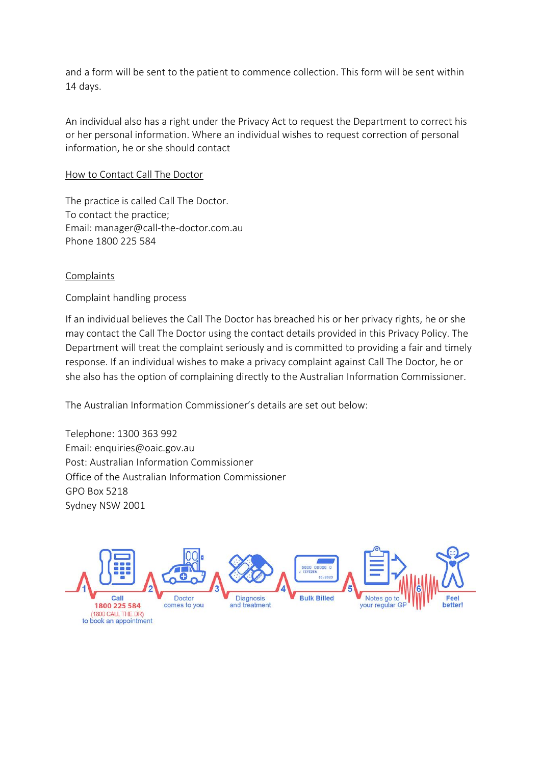and a form will be sent to the patient to commence collection. This form will be sent within 14 days.

An individual also has a right under the Privacy Act to request the Department to correct his or her personal information. Where an individual wishes to request correction of personal information, he or she should contact

## How to Contact Call The Doctor

The practice is called Call The Doctor.
To contact the practice;
Email: manager@call-the-doctor.com.au
Phone 1800 225 584

## Complaints

Complaint handling process

If an individual believes the Call The Doctor has breached his or her privacy rights, he or she may contact the Call The Doctor using the contact details provided in this Privacy Policy. The Department will treat the complaint seriously and is committed to providing a fair and timely response. If an individual wishes to make a privacy complaint against Call The Doctor, he or she also has the option of complaining directly to the Australian Information Commissioner.

The Australian Information Commissioner's details are set out below:

Telephone: 1300 363 992
Email: enquiries@oaic.gov.au
Post: Australian Information Commissioner
Office of the Australian Information Commissioner
GPO Box 5218
Sydney NSW 2001

1 Call 1800 225 584 (1800 CALL THE DR) to book an appointment
2 Doctor comes to you
3 Diagnosis and treatment
4 Bulk Billed
5 Notes go to your regular GP
6 Feel better!